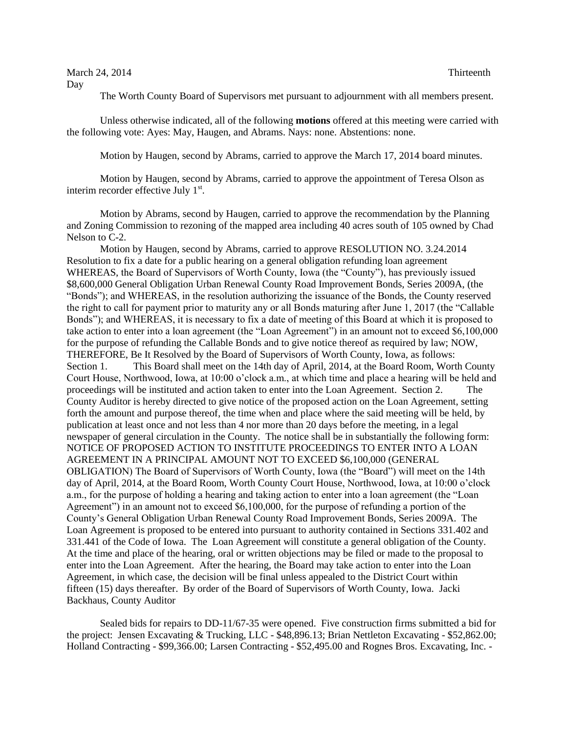March 24, 2014 Thirteenth Day

The Worth County Board of Supervisors met pursuant to adjournment with all members present.

Unless otherwise indicated, all of the following **motions** offered at this meeting were carried with the following vote: Ayes: May, Haugen, and Abrams. Nays: none. Abstentions: none.

Motion by Haugen, second by Abrams, carried to approve the March 17, 2014 board minutes.

Motion by Haugen, second by Abrams, carried to approve the appointment of Teresa Olson as interim recorder effective July 1st.

Motion by Abrams, second by Haugen, carried to approve the recommendation by the Planning and Zoning Commission to rezoning of the mapped area including 40 acres south of 105 owned by Chad Nelson to C-2.

Motion by Haugen, second by Abrams, carried to approve RESOLUTION NO. 3.24.2014 Resolution to fix a date for a public hearing on a general obligation refunding loan agreement WHEREAS, the Board of Supervisors of Worth County, Iowa (the "County"), has previously issued $8,600,000 General Obligation Urban Renewal County Road Improvement Bonds, Series 2009A, (the "Bonds"); and WHEREAS, in the resolution authorizing the issuance of the Bonds, the County reserved the right to call for payment prior to maturity any or all Bonds maturing after June 1, 2017 (the "Callable Bonds"); and WHEREAS, it is necessary to fix a date of meeting of this Board at which it is proposed to take action to enter into a loan agreement (the "Loan Agreement") in an amount not to exceed $6,100,000 for the purpose of refunding the Callable Bonds and to give notice thereof as required by law; NOW, THEREFORE, Be It Resolved by the Board of Supervisors of Worth County, Iowa, as follows: Section 1. This Board shall meet on the 14th day of April, 2014, at the Board Room, Worth County Court House, Northwood, Iowa, at 10:00 o'clock a.m., at which time and place a hearing will be held and proceedings will be instituted and action taken to enter into the Loan Agreement. Section 2. The County Auditor is hereby directed to give notice of the proposed action on the Loan Agreement, setting forth the amount and purpose thereof, the time when and place where the said meeting will be held, by publication at least once and not less than 4 nor more than 20 days before the meeting, in a legal newspaper of general circulation in the County. The notice shall be in substantially the following form: NOTICE OF PROPOSED ACTION TO INSTITUTE PROCEEDINGS TO ENTER INTO A LOAN AGREEMENT IN A PRINCIPAL AMOUNT NOT TO EXCEED $6,100,000 (GENERAL OBLIGATION) The Board of Supervisors of Worth County, Iowa (the "Board") will meet on the 14th day of April, 2014, at the Board Room, Worth County Court House, Northwood, Iowa, at 10:00 o'clock a.m., for the purpose of holding a hearing and taking action to enter into a loan agreement (the "Loan Agreement") in an amount not to exceed $6,100,000, for the purpose of refunding a portion of the County's General Obligation Urban Renewal County Road Improvement Bonds, Series 2009A. The Loan Agreement is proposed to be entered into pursuant to authority contained in Sections 331.402 and 331.441 of the Code of Iowa. The Loan Agreement will constitute a general obligation of the County. At the time and place of the hearing, oral or written objections may be filed or made to the proposal to enter into the Loan Agreement. After the hearing, the Board may take action to enter into the Loan Agreement, in which case, the decision will be final unless appealed to the District Court within fifteen (15) days thereafter. By order of the Board of Supervisors of Worth County, Iowa. Jacki Backhaus, County Auditor

Sealed bids for repairs to DD-11/67-35 were opened. Five construction firms submitted a bid for the project: Jensen Excavating & Trucking, LLC - $48,896.13; Brian Nettleton Excavating - $52,862.00; Holland Contracting - $99,366.00; Larsen Contracting - $52,495.00 and Rognes Bros. Excavating, Inc. -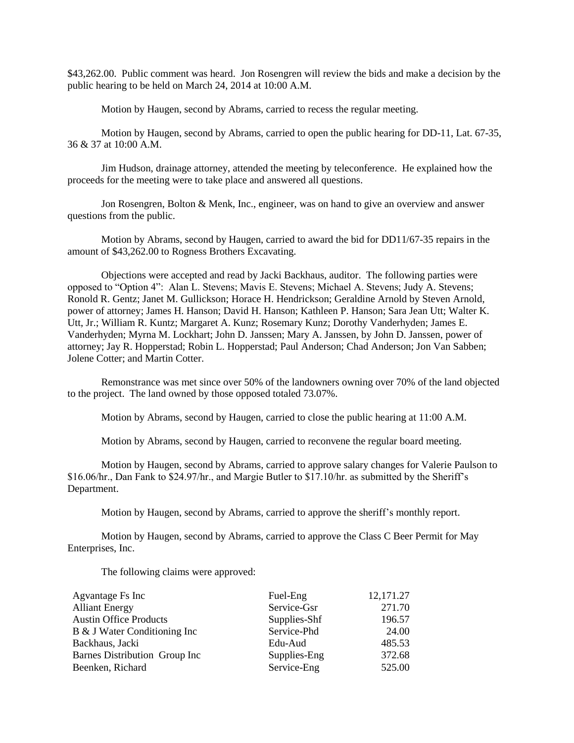$43,262.00. Public comment was heard. Jon Rosengren will review the bids and make a decision by the public hearing to be held on March 24, 2014 at 10:00 A.M.

Motion by Haugen, second by Abrams, carried to recess the regular meeting.

Motion by Haugen, second by Abrams, carried to open the public hearing for DD-11, Lat. 67-35, 36 & 37 at 10:00 A.M.

Jim Hudson, drainage attorney, attended the meeting by teleconference. He explained how the proceeds for the meeting were to take place and answered all questions.

Jon Rosengren, Bolton & Menk, Inc., engineer, was on hand to give an overview and answer questions from the public.

Motion by Abrams, second by Haugen, carried to award the bid for DD11/67-35 repairs in the amount of $43,262.00 to Rogness Brothers Excavating.

Objections were accepted and read by Jacki Backhaus, auditor. The following parties were opposed to "Option 4": Alan L. Stevens; Mavis E. Stevens; Michael A. Stevens; Judy A. Stevens; Ronold R. Gentz; Janet M. Gullickson; Horace H. Hendrickson; Geraldine Arnold by Steven Arnold, power of attorney; James H. Hanson; David H. Hanson; Kathleen P. Hanson; Sara Jean Utt; Walter K. Utt, Jr.; William R. Kuntz; Margaret A. Kunz; Rosemary Kunz; Dorothy Vanderhyden; James E. Vanderhyden; Myrna M. Lockhart; John D. Janssen; Mary A. Janssen, by John D. Janssen, power of attorney; Jay R. Hopperstad; Robin L. Hopperstad; Paul Anderson; Chad Anderson; Jon Van Sabben; Jolene Cotter; and Martin Cotter.

Remonstrance was met since over 50% of the landowners owning over 70% of the land objected to the project. The land owned by those opposed totaled 73.07%.

Motion by Abrams, second by Haugen, carried to close the public hearing at 11:00 A.M.

Motion by Abrams, second by Haugen, carried to reconvene the regular board meeting.

Motion by Haugen, second by Abrams, carried to approve salary changes for Valerie Paulson to $16.06/hr., Dan Fank to $24.97/hr., and Margie Butler to $17.10/hr. as submitted by the Sheriff's Department.

Motion by Haugen, second by Abrams, carried to approve the sheriff's monthly report.

Motion by Haugen, second by Abrams, carried to approve the Class C Beer Permit for May Enterprises, Inc.

The following claims were approved:

| | | |
|---|---|---|
| Agvantage Fs Inc | Fuel-Eng | 12,171.27 |
| Alliant Energy | Service-Gsr | 271.70 |
| Austin Office Products | Supplies-Shf | 196.57 |
| B & J Water Conditioning Inc | Service-Phd | 24.00 |
| Backhaus, Jacki | Edu-Aud | 485.53 |
| Barnes Distribution Group Inc | Supplies-Eng | 372.68 |
| Beenken, Richard | Service-Eng | 525.00 |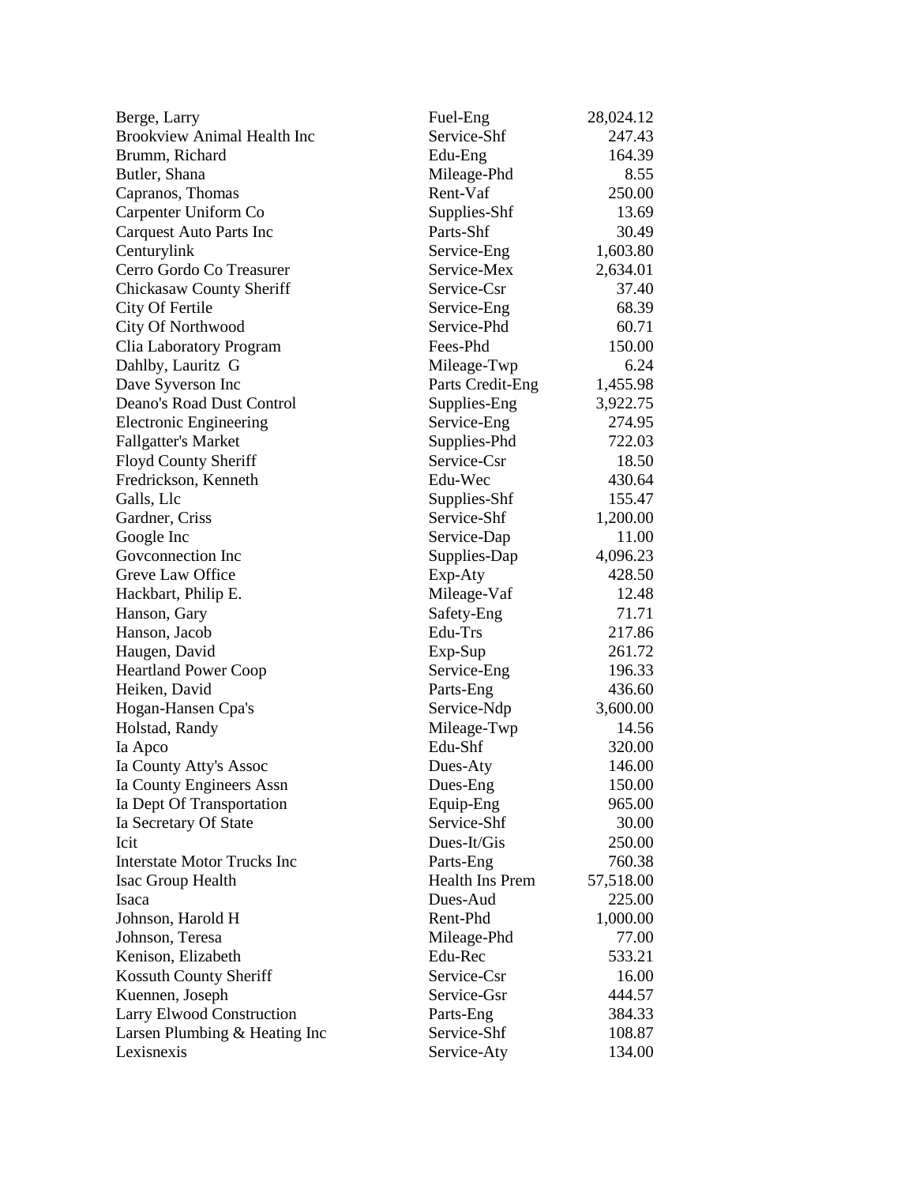| | | |
|---|---|---|
| Berge, Larry | Fuel-Eng | 28,024.12 |
| Brookview Animal Health Inc | Service-Shf | 247.43 |
| Brumm, Richard | Edu-Eng | 164.39 |
| Butler, Shana | Mileage-Phd | 8.55 |
| Capranos, Thomas | Rent-Vaf | 250.00 |
| Carpenter Uniform Co | Supplies-Shf | 13.69 |
| Carquest Auto Parts Inc | Parts-Shf | 30.49 |
| Centurylink | Service-Eng | 1,603.80 |
| Cerro Gordo Co Treasurer | Service-Mex | 2,634.01 |
| Chickasaw County Sheriff | Service-Csr | 37.40 |
| City Of Fertile | Service-Eng | 68.39 |
| City Of Northwood | Service-Phd | 60.71 |
| Clia Laboratory Program | Fees-Phd | 150.00 |
| Dahlby, Lauritz G | Mileage-Twp | 6.24 |
| Dave Syverson Inc | Parts Credit-Eng | 1,455.98 |
| Deano's Road Dust Control | Supplies-Eng | 3,922.75 |
| Electronic Engineering | Service-Eng | 274.95 |
| Fallgatter's Market | Supplies-Phd | 722.03 |
| Floyd County Sheriff | Service-Csr | 18.50 |
| Fredrickson, Kenneth | Edu-Wec | 430.64 |
| Galls, Llc | Supplies-Shf | 155.47 |
| Gardner, Criss | Service-Shf | 1,200.00 |
| Google Inc | Service-Dap | 11.00 |
| Govconnection Inc | Supplies-Dap | 4,096.23 |
| Greve Law Office | Exp-Aty | 428.50 |
| Hackbart, Philip E. | Mileage-Vaf | 12.48 |
| Hanson, Gary | Safety-Eng | 71.71 |
| Hanson, Jacob | Edu-Trs | 217.86 |
| Haugen, David | Exp-Sup | 261.72 |
| Heartland Power Coop | Service-Eng | 196.33 |
| Heiken, David | Parts-Eng | 436.60 |
| Hogan-Hansen Cpa's | Service-Ndp | 3,600.00 |
| Holstad, Randy | Mileage-Twp | 14.56 |
| Ia Apco | Edu-Shf | 320.00 |
| Ia County Atty's Assoc | Dues-Aty | 146.00 |
| Ia County Engineers Assn | Dues-Eng | 150.00 |
| Ia Dept Of Transportation | Equip-Eng | 965.00 |
| Ia Secretary Of State | Service-Shf | 30.00 |
| Icit | Dues-It/Gis | 250.00 |
| Interstate Motor Trucks Inc | Parts-Eng | 760.38 |
| Isac Group Health | Health Ins Prem | 57,518.00 |
| Isaca | Dues-Aud | 225.00 |
| Johnson, Harold H | Rent-Phd | 1,000.00 |
| Johnson, Teresa | Mileage-Phd | 77.00 |
| Kenison, Elizabeth | Edu-Rec | 533.21 |
| Kossuth County Sheriff | Service-Csr | 16.00 |
| Kuennen, Joseph | Service-Gsr | 444.57 |
| Larry Elwood Construction | Parts-Eng | 384.33 |
| Larsen Plumbing & Heating Inc | Service-Shf | 108.87 |
| Lexisnexis | Service-Aty | 134.00 |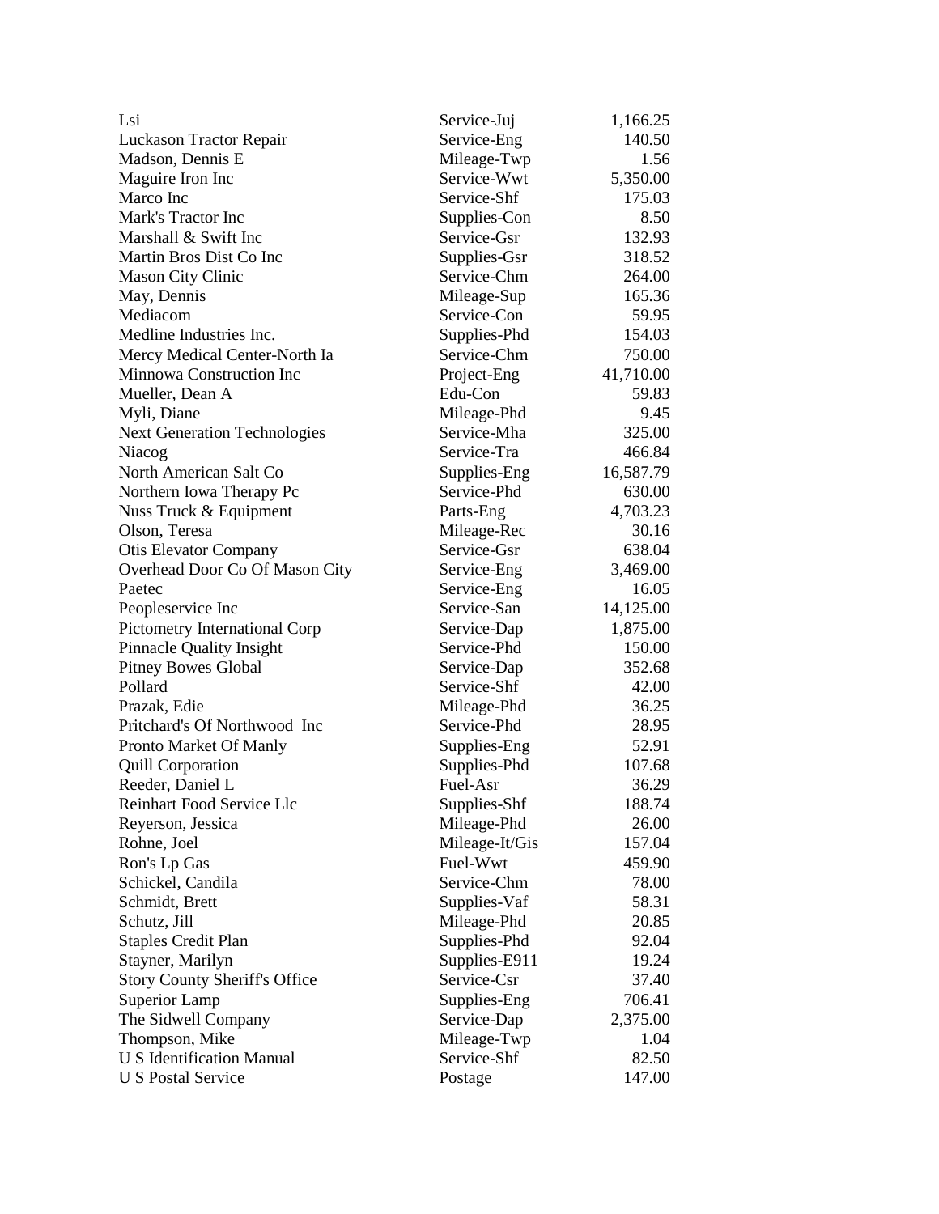| | | |
|---|---|---|
| Lsi | Service-Juj | 1,166.25 |
| Luckason Tractor Repair | Service-Eng | 140.50 |
| Madson, Dennis E | Mileage-Twp | 1.56 |
| Maguire Iron Inc | Service-Wwt | 5,350.00 |
| Marco Inc | Service-Shf | 175.03 |
| Mark's Tractor Inc | Supplies-Con | 8.50 |
| Marshall & Swift Inc | Service-Gsr | 132.93 |
| Martin Bros Dist Co Inc | Supplies-Gsr | 318.52 |
| Mason City Clinic | Service-Chm | 264.00 |
| May, Dennis | Mileage-Sup | 165.36 |
| Mediacom | Service-Con | 59.95 |
| Medline Industries Inc. | Supplies-Phd | 154.03 |
| Mercy Medical Center-North Ia | Service-Chm | 750.00 |
| Minnowa Construction Inc | Project-Eng | 41,710.00 |
| Mueller, Dean A | Edu-Con | 59.83 |
| Myli, Diane | Mileage-Phd | 9.45 |
| Next Generation Technologies | Service-Mha | 325.00 |
| Niacog | Service-Tra | 466.84 |
| North American Salt Co | Supplies-Eng | 16,587.79 |
| Northern Iowa Therapy Pc | Service-Phd | 630.00 |
| Nuss Truck & Equipment | Parts-Eng | 4,703.23 |
| Olson, Teresa | Mileage-Rec | 30.16 |
| Otis Elevator Company | Service-Gsr | 638.04 |
| Overhead Door Co Of Mason City | Service-Eng | 3,469.00 |
| Paetec | Service-Eng | 16.05 |
| Peopleservice Inc | Service-San | 14,125.00 |
| Pictometry International Corp | Service-Dap | 1,875.00 |
| Pinnacle Quality Insight | Service-Phd | 150.00 |
| Pitney Bowes Global | Service-Dap | 352.68 |
| Pollard | Service-Shf | 42.00 |
| Prazak, Edie | Mileage-Phd | 36.25 |
| Pritchard's Of Northwood Inc | Service-Phd | 28.95 |
| Pronto Market Of Manly | Supplies-Eng | 52.91 |
| Quill Corporation | Supplies-Phd | 107.68 |
| Reeder, Daniel L | Fuel-Asr | 36.29 |
| Reinhart Food Service Llc | Supplies-Shf | 188.74 |
| Reyerson, Jessica | Mileage-Phd | 26.00 |
| Rohne, Joel | Mileage-It/Gis | 157.04 |
| Ron's Lp Gas | Fuel-Wwt | 459.90 |
| Schickel, Candila | Service-Chm | 78.00 |
| Schmidt, Brett | Supplies-Vaf | 58.31 |
| Schutz, Jill | Mileage-Phd | 20.85 |
| Staples Credit Plan | Supplies-Phd | 92.04 |
| Stayner, Marilyn | Supplies-E911 | 19.24 |
| Story County Sheriff's Office | Service-Csr | 37.40 |
| Superior Lamp | Supplies-Eng | 706.41 |
| The Sidwell Company | Service-Dap | 2,375.00 |
| Thompson, Mike | Mileage-Twp | 1.04 |
| U S Identification Manual | Service-Shf | 82.50 |
| U S Postal Service | Postage | 147.00 |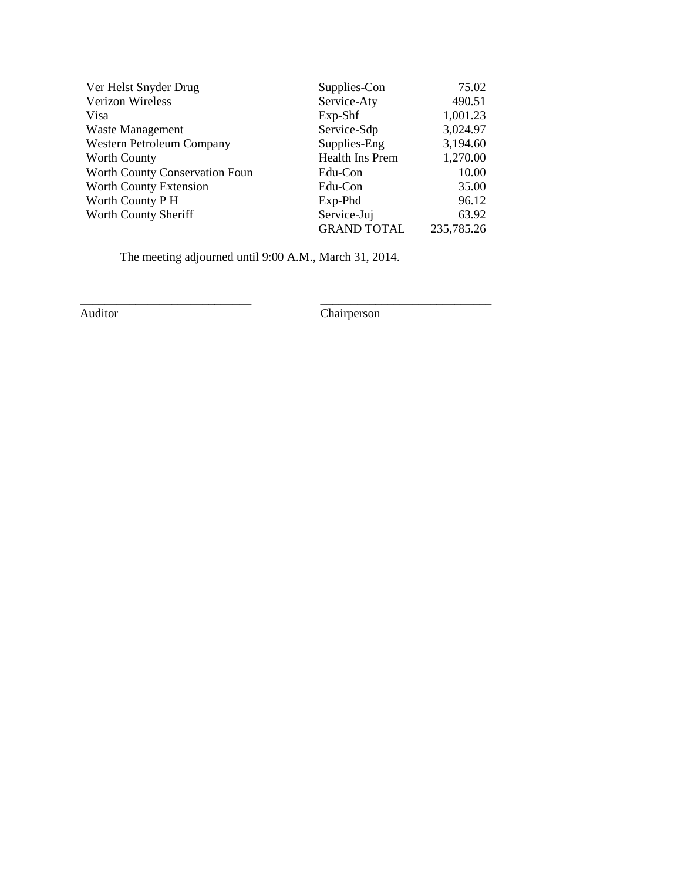| | | |
|---|---|---|
| Ver Helst Snyder Drug | Supplies-Con | 75.02 |
| Verizon Wireless | Service-Aty | 490.51 |
| Visa | Exp-Shf | 1,001.23 |
| Waste Management | Service-Sdp | 3,024.97 |
| Western Petroleum Company | Supplies-Eng | 3,194.60 |
| Worth County | Health Ins Prem | 1,270.00 |
| Worth County Conservation Foun | Edu-Con | 10.00 |
| Worth County Extension | Edu-Con | 35.00 |
| Worth County P H | Exp-Phd | 96.12 |
| Worth County Sheriff | Service-Juj | 63.92 |
| | GRAND TOTAL | 235,785.26 |

The meeting adjourned until 9:00 A.M., March 31, 2014.

____________________________ ____________________________

Auditor Chairperson